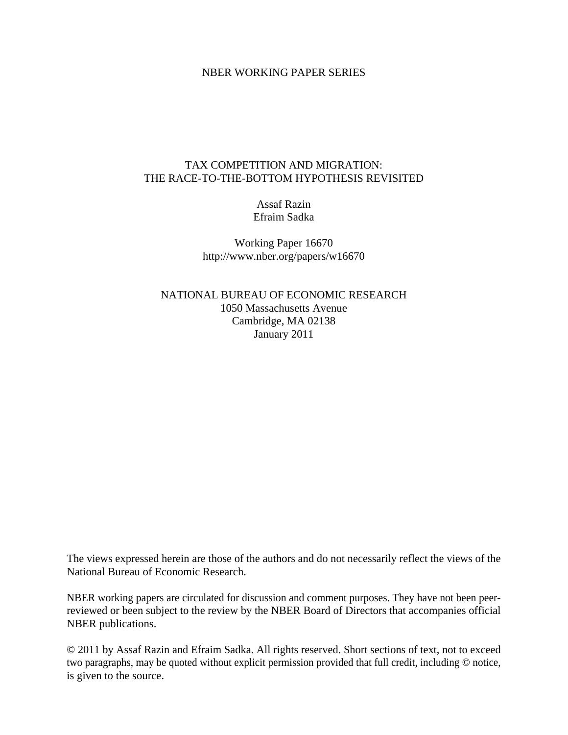NBER WORKING PAPER SERIES

# TAX COMPETITION AND MIGRATION:
# THE RACE-TO-THE-BOTTOM HYPOTHESIS REVISITED

Assaf Razin
Efraim Sadka

Working Paper 16670
http://www.nber.org/papers/w16670

NATIONAL BUREAU OF ECONOMIC RESEARCH
1050 Massachusetts Avenue
Cambridge, MA 02138
January 2011

The views expressed herein are those of the authors and do not necessarily reflect the views of the National Bureau of Economic Research.

NBER working papers are circulated for discussion and comment purposes. They have not been peer-reviewed or been subject to the review by the NBER Board of Directors that accompanies official NBER publications.

© 2011 by Assaf Razin and Efraim Sadka. All rights reserved. Short sections of text, not to exceed two paragraphs, may be quoted without explicit permission provided that full credit, including © notice, is given to the source.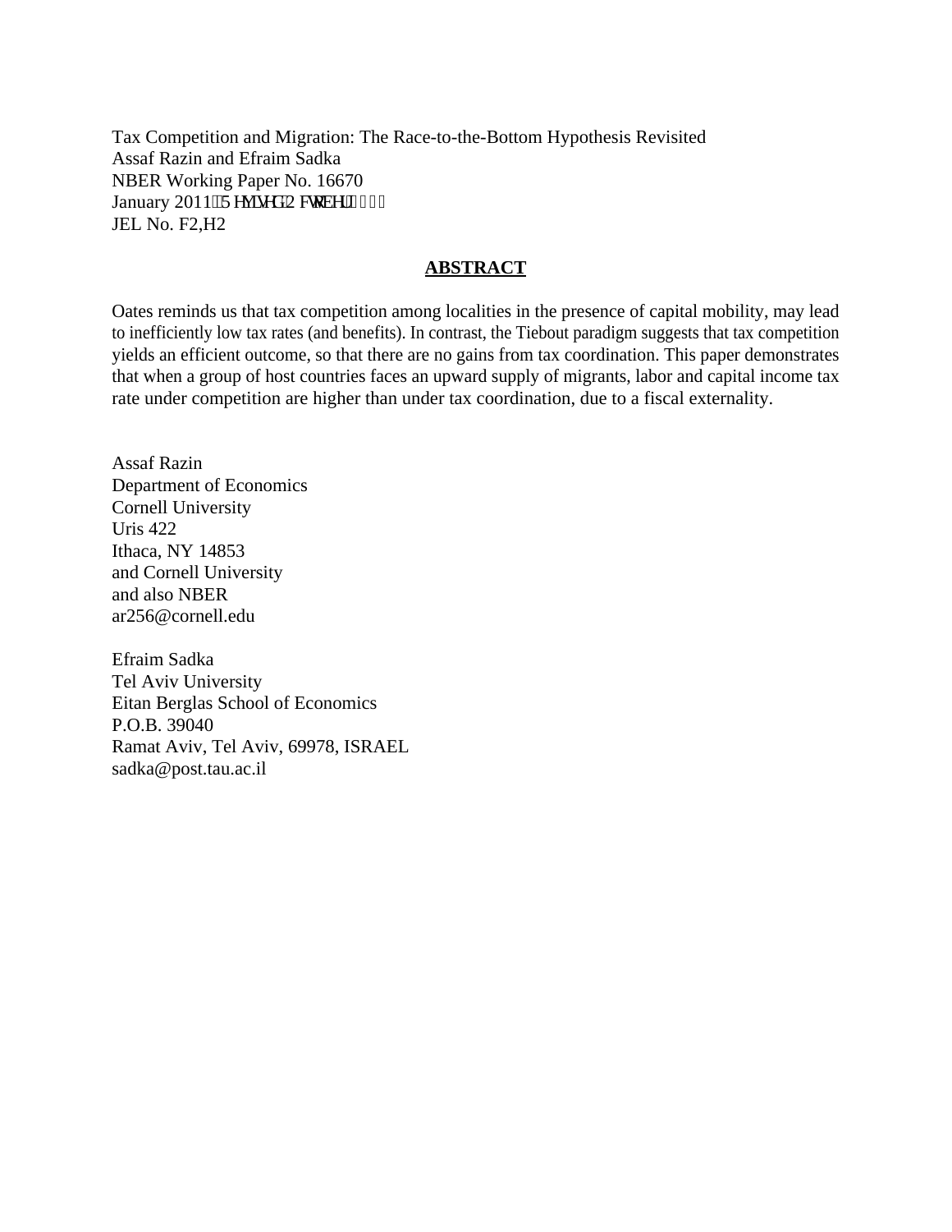Tax Competition and Migration: The Race-to-the-Bottom Hypothesis Revisited
Assaf Razin and Efraim Sadka
NBER Working Paper No. 16670
January 2011, Revised October 2011
JEL No. F2,H2

## ABSTRACT

Oates reminds us that tax competition among localities in the presence of capital mobility, may lead to inefficiently low tax rates (and benefits). In contrast, the Tiebout paradigm suggests that tax competition yields an efficient outcome, so that there are no gains from tax coordination. This paper demonstrates that when a group of host countries faces an upward supply of migrants, labor and capital income tax rate under competition are higher than under tax coordination, due to a fiscal externality.

Assaf Razin
Department of Economics
Cornell University
Uris 422
Ithaca, NY 14853
and Cornell University
and also NBER
ar256@cornell.edu

Efraim Sadka
Tel Aviv University
Eitan Berglas School of Economics
P.O.B. 39040
Ramat Aviv, Tel Aviv, 69978, ISRAEL
sadka@post.tau.ac.il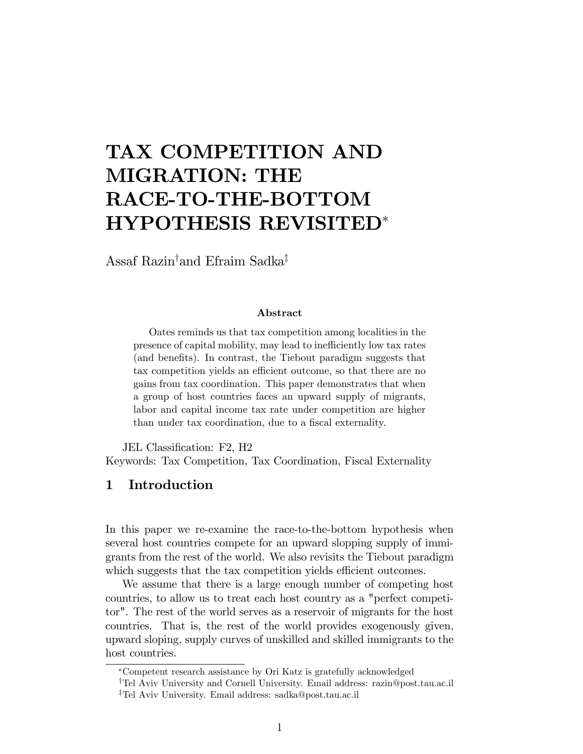# TAX COMPETITION AND MIGRATION: THE RACE-TO-THE-BOTTOM HYPOTHESIS REVISITED*

Assaf Razin[†] and Efraim Sadka[‡]

**Abstract**

Oates reminds us that tax competition among localities in the presence of capital mobility, may lead to inefficiently low tax rates (and benefits). In contrast, the Tiebout paradigm suggests that tax competition yields an efficient outcome, so that there are no gains from tax coordination. This paper demonstrates that when a group of host countries faces an upward supply of migrants, labor and capital income tax rate under competition are higher than under tax coordination, due to a fiscal externality.

JEL Classification: F2, H2
Keywords: Tax Competition, Tax Coordination, Fiscal Externality

## 1 Introduction

In this paper we re-examine the race-to-the-bottom hypothesis when several host countries compete for an upward slopping supply of immigrants from the rest of the world. We also revisits the Tiebout paradigm which suggests that the tax competition yields efficient outcomes.

We assume that there is a large enough number of competing host countries, to allow us to treat each host country as a "perfect competitor". The rest of the world serves as a reservoir of migrants for the host countries. That is, the rest of the world provides exogenously given, upward sloping, supply curves of unskilled and skilled immigrants to the host countries.

---

*Competent research assistance by Ori Katz is gratefully acknowledged

†Tel Aviv University and Cornell University. Email address: razin@post.tau.ac.il

‡Tel Aviv University. Email address: sadka@post.tau.ac.il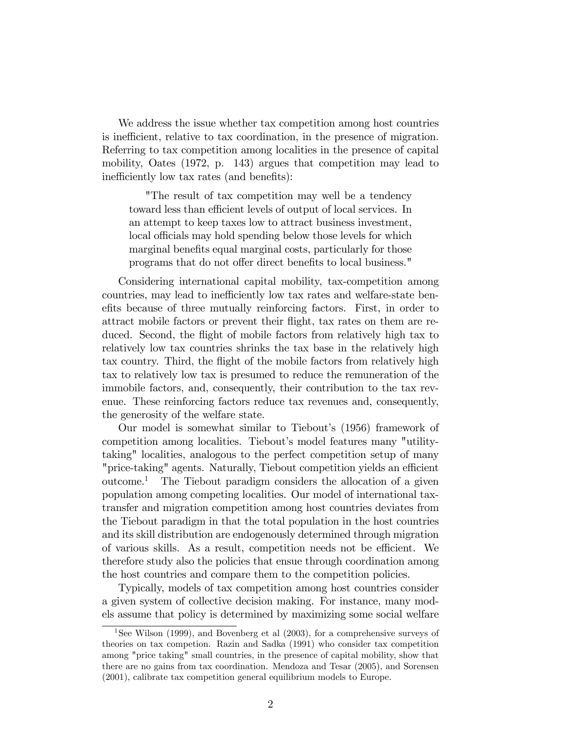We address the issue whether tax competition among host countries is inefficient, relative to tax coordination, in the presence of migration. Referring to tax competition among localities in the presence of capital mobility, Oates (1972, p. 143) argues that competition may lead to inefficiently low tax rates (and benefits):

> "The result of tax competition may well be a tendency toward less than efficient levels of output of local services. In an attempt to keep taxes low to attract business investment, local officials may hold spending below those levels for which marginal benefits equal marginal costs, particularly for those programs that do not offer direct benefits to local business."

Considering international capital mobility, tax-competition among countries, may lead to inefficiently low tax rates and welfare-state benefits because of three mutually reinforcing factors. First, in order to attract mobile factors or prevent their flight, tax rates on them are reduced. Second, the flight of mobile factors from relatively high tax to relatively low tax countries shrinks the tax base in the relatively high tax country. Third, the flight of the mobile factors from relatively high tax to relatively low tax is presumed to reduce the remuneration of the immobile factors, and, consequently, their contribution to the tax revenue. These reinforcing factors reduce tax revenues and, consequently, the generosity of the welfare state.

Our model is somewhat similar to Tiebout's (1956) framework of competition among localities. Tiebout's model features many "utility-taking" localities, analogous to the perfect competition setup of many "price-taking" agents. Naturally, Tiebout competition yields an efficient outcome.[1] The Tiebout paradigm considers the allocation of a given population among competing localities. Our model of international tax-transfer and migration competition among host countries deviates from the Tiebout paradigm in that the total population in the host countries and its skill distribution are endogenously determined through migration of various skills. As a result, competition needs not be efficient. We therefore study also the policies that ensue through coordination among the host countries and compare them to the competition policies.

Typically, models of tax competition among host countries consider a given system of collective decision making. For instance, many models assume that policy is determined by maximizing some social welfare

[1] See Wilson (1999), and Bovenberg et al (2003), for a comprehensive surveys of theories on tax competion. Razin and Sadka (1991) who consider tax competition among "price taking" small countries, in the presence of capital mobility, show that there are no gains from tax coordination. Mendoza and Tesar (2005), and Sorensen (2001), calibrate tax competition general equilibrium models to Europe.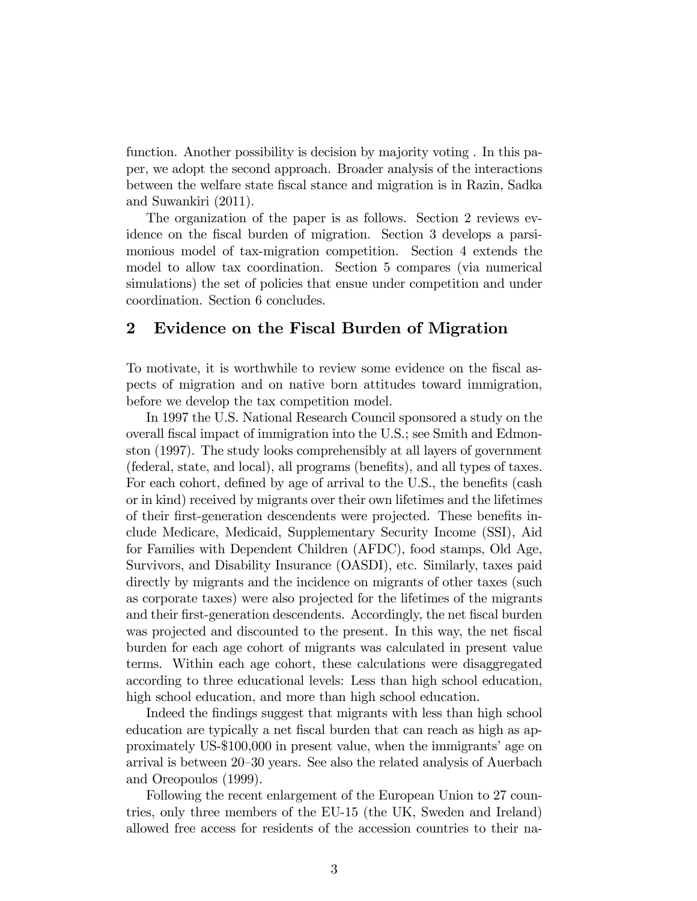function. Another possibility is decision by majority voting . In this paper, we adopt the second approach. Broader analysis of the interactions between the welfare state fiscal stance and migration is in Razin, Sadka and Suwankiri (2011).

The organization of the paper is as follows. Section 2 reviews evidence on the fiscal burden of migration. Section 3 develops a parsimonious model of tax-migration competition. Section 4 extends the model to allow tax coordination. Section 5 compares (via numerical simulations) the set of policies that ensue under competition and under coordination. Section 6 concludes.

## 2 Evidence on the Fiscal Burden of Migration

To motivate, it is worthwhile to review some evidence on the fiscal aspects of migration and on native born attitudes toward immigration, before we develop the tax competition model.

In 1997 the U.S. National Research Council sponsored a study on the overall fiscal impact of immigration into the U.S.; see Smith and Edmonston (1997). The study looks comprehensibly at all layers of government (federal, state, and local), all programs (benefits), and all types of taxes. For each cohort, defined by age of arrival to the U.S., the benefits (cash or in kind) received by migrants over their own lifetimes and the lifetimes of their first-generation descendents were projected. These benefits include Medicare, Medicaid, Supplementary Security Income (SSI), Aid for Families with Dependent Children (AFDC), food stamps, Old Age, Survivors, and Disability Insurance (OASDI), etc. Similarly, taxes paid directly by migrants and the incidence on migrants of other taxes (such as corporate taxes) were also projected for the lifetimes of the migrants and their first-generation descendents. Accordingly, the net fiscal burden was projected and discounted to the present. In this way, the net fiscal burden for each age cohort of migrants was calculated in present value terms. Within each age cohort, these calculations were disaggregated according to three educational levels: Less than high school education, high school education, and more than high school education.

Indeed the findings suggest that migrants with less than high school education are typically a net fiscal burden that can reach as high as approximately US-$100,000 in present value, when the immigrants' age on arrival is between 20–30 years. See also the related analysis of Auerbach and Oreopoulos (1999).

Following the recent enlargement of the European Union to 27 countries, only three members of the EU-15 (the UK, Sweden and Ireland) allowed free access for residents of the accession countries to their na-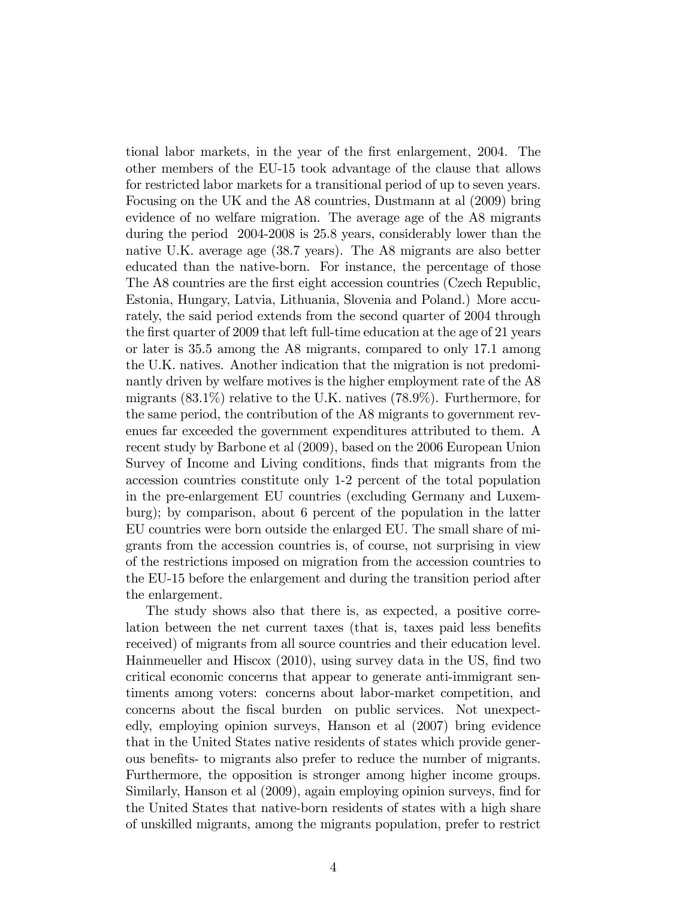tional labor markets, in the year of the first enlargement, 2004. The other members of the EU-15 took advantage of the clause that allows for restricted labor markets for a transitional period of up to seven years. Focusing on the UK and the A8 countries, Dustmann at al (2009) bring evidence of no welfare migration. The average age of the A8 migrants during the period 2004-2008 is 25.8 years, considerably lower than the native U.K. average age (38.7 years). The A8 migrants are also better educated than the native-born. For instance, the percentage of those The A8 countries are the first eight accession countries (Czech Republic, Estonia, Hungary, Latvia, Lithuania, Slovenia and Poland.) More accurately, the said period extends from the second quarter of 2004 through the first quarter of 2009 that left full-time education at the age of 21 years or later is 35.5 among the A8 migrants, compared to only 17.1 among the U.K. natives. Another indication that the migration is not predominantly driven by welfare motives is the higher employment rate of the A8 migrants (83.1%) relative to the U.K. natives (78.9%). Furthermore, for the same period, the contribution of the A8 migrants to government revenues far exceeded the government expenditures attributed to them. A recent study by Barbone et al (2009), based on the 2006 European Union Survey of Income and Living conditions, finds that migrants from the accession countries constitute only 1-2 percent of the total population in the pre-enlargement EU countries (excluding Germany and Luxemburg); by comparison, about 6 percent of the population in the latter EU countries were born outside the enlarged EU. The small share of migrants from the accession countries is, of course, not surprising in view of the restrictions imposed on migration from the accession countries to the EU-15 before the enlargement and during the transition period after the enlargement.

The study shows also that there is, as expected, a positive correlation between the net current taxes (that is, taxes paid less benefits received) of migrants from all source countries and their education level. Hainmeueller and Hiscox (2010), using survey data in the US, find two critical economic concerns that appear to generate anti-immigrant sentiments among voters: concerns about labor-market competition, and concerns about the fiscal burden on public services. Not unexpectedly, employing opinion surveys, Hanson et al (2007) bring evidence that in the United States native residents of states which provide generous benefits- to migrants also prefer to reduce the number of migrants. Furthermore, the opposition is stronger among higher income groups. Similarly, Hanson et al (2009), again employing opinion surveys, find for the United States that native-born residents of states with a high share of unskilled migrants, among the migrants population, prefer to restrict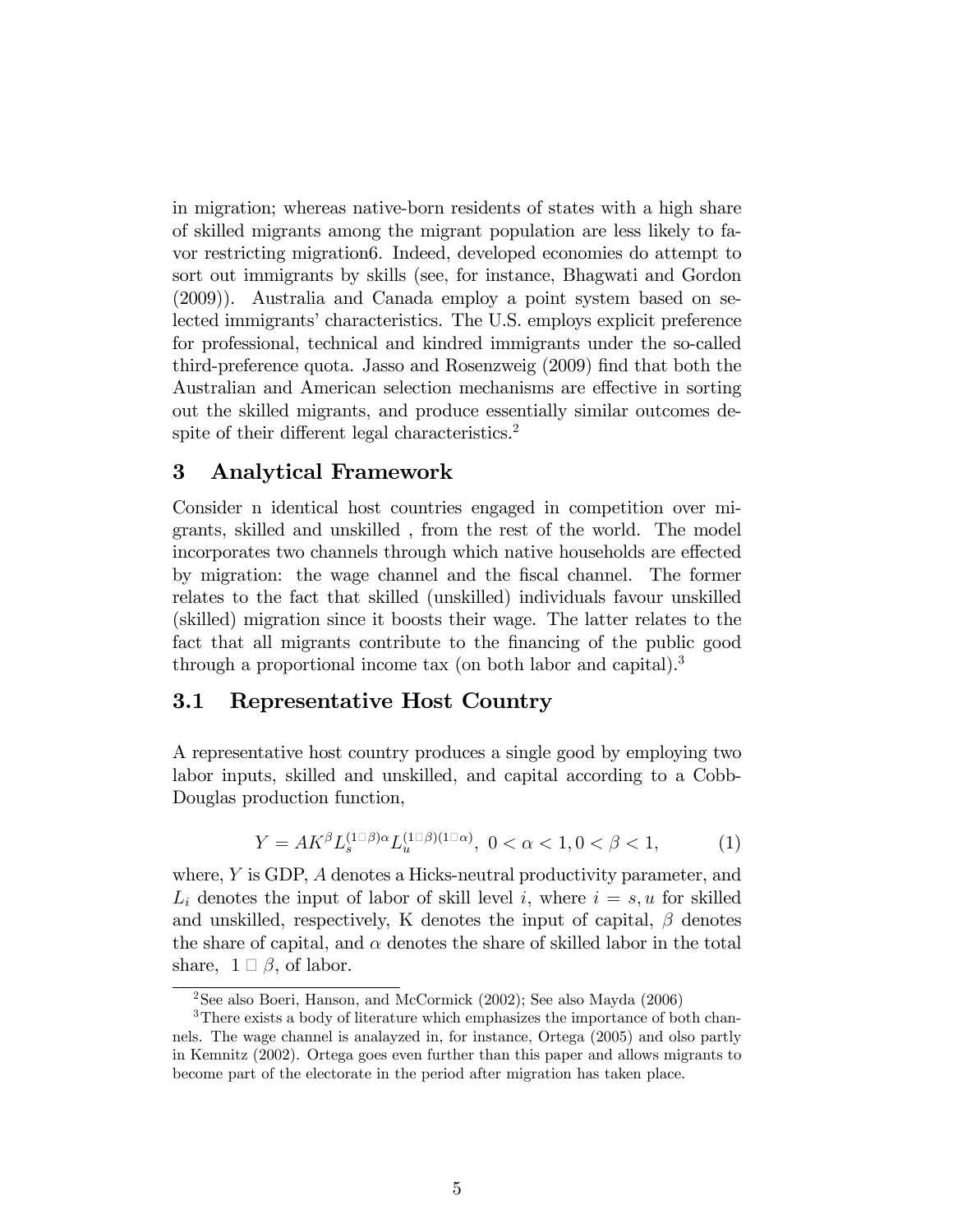in migration; whereas native-born residents of states with a high share of skilled migrants among the migrant population are less likely to favor restricting migration6. Indeed, developed economies do attempt to sort out immigrants by skills (see, for instance, Bhagwati and Gordon (2009)). Australia and Canada employ a point system based on selected immigrants' characteristics. The U.S. employs explicit preference for professional, technical and kindred immigrants under the so-called third-preference quota. Jasso and Rosenzweig (2009) find that both the Australian and American selection mechanisms are effective in sorting out the skilled migrants, and produce essentially similar outcomes despite of their different legal characteristics.[2]

# 3 Analytical Framework

Consider n identical host countries engaged in competition over migrants, skilled and unskilled , from the rest of the world. The model incorporates two channels through which native households are effected by migration: the wage channel and the fiscal channel. The former relates to the fact that skilled (unskilled) individuals favour unskilled (skilled) migration since it boosts their wage. The latter relates to the fact that all migrants contribute to the financing of the public good through a proportional income tax (on both labor and capital).[3]

## 3.1 Representative Host Country

A representative host country produces a single good by employing two labor inputs, skilled and unskilled, and capital according to a Cobb-Douglas production function,

$$Y = AK^{\beta} L_s^{(1-\beta)\alpha} L_u^{(1-\beta)(1-\alpha)},\ 0 < \alpha < 1, 0 < \beta < 1, \tag{1}$$

where, $Y$ is GDP, $A$ denotes a Hicks-neutral productivity parameter, and $L_i$ denotes the input of labor of skill level $i$, where $i = s, u$ for skilled and unskilled, respectively, K denotes the input of capital, $\beta$ denotes the share of capital, and $\alpha$ denotes the share of skilled labor in the total share, $1 - \beta$, of labor.

[2] See also Boeri, Hanson, and McCormick (2002); See also Mayda (2006)

[3] There exists a body of literature which emphasizes the importance of both channels. The wage channel is analayzed in, for instance, Ortega (2005) and olso partly in Kemnitz (2002). Ortega goes even further than this paper and allows migrants to become part of the electorate in the period after migration has taken place.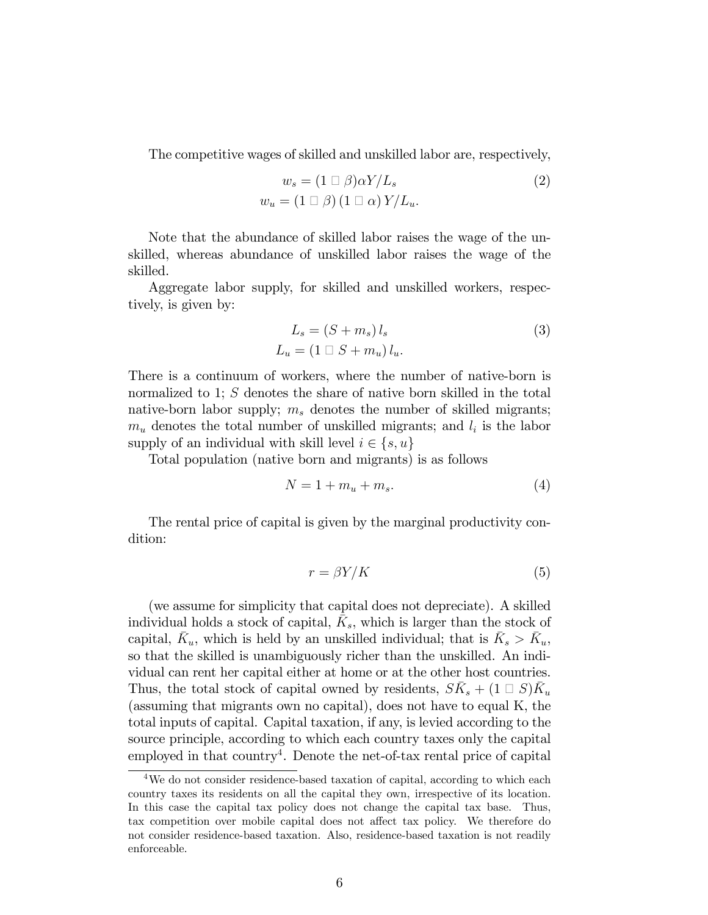The competitive wages of skilled and unskilled labor are, respectively,

$$
\begin{aligned}
w_s &= (1 - \beta)\alpha Y / L_s \\
w_u &= (1 - \beta)(1 - \alpha) Y / L_u.
\end{aligned} \tag{2}
$$

Note that the abundance of skilled labor raises the wage of the unskilled, whereas abundance of unskilled labor raises the wage of the skilled.

Aggregate labor supply, for skilled and unskilled workers, respectively, is given by:

$$
\begin{aligned}
L_s &= (S + m_s)\, l_s \\
L_u &= (1 - S + m_u)\, l_u.
\end{aligned} \tag{3}
$$

There is a continuum of workers, where the number of native-born is normalized to 1; $S$ denotes the share of native born skilled in the total native-born labor supply; $m_s$ denotes the number of skilled migrants; $m_u$ denotes the total number of unskilled migrants; and $l_i$ is the labor supply of an individual with skill level $i \in \{s, u\}$

Total population (native born and migrants) is as follows

$$
N = 1 + m_u + m_s. \tag{4}
$$

The rental price of capital is given by the marginal productivity condition:

$$
r = \beta Y / K \tag{5}
$$

(we assume for simplicity that capital does not depreciate). A skilled individual holds a stock of capital, $\bar{K}_s$, which is larger than the stock of capital, $\bar{K}_u$, which is held by an unskilled individual; that is $\bar{K}_s > \bar{K}_u$, so that the skilled is unambiguously richer than the unskilled. An individual can rent her capital either at home or at the other host countries. Thus, the total stock of capital owned by residents, $S\bar{K}_s + (1 - S)\bar{K}_u$ (assuming that migrants own no capital), does not have to equal K, the total inputs of capital. Capital taxation, if any, is levied according to the source principle, according to which each country taxes only the capital employed in that country[4]. Denote the net-of-tax rental price of capital

[4] We do not consider residence-based taxation of capital, according to which each country taxes its residents on all the capital they own, irrespective of its location. In this case the capital tax policy does not change the capital tax base. Thus, tax competition over mobile capital does not affect tax policy. We therefore do not consider residence-based taxation. Also, residence-based taxation is not readily enforceable.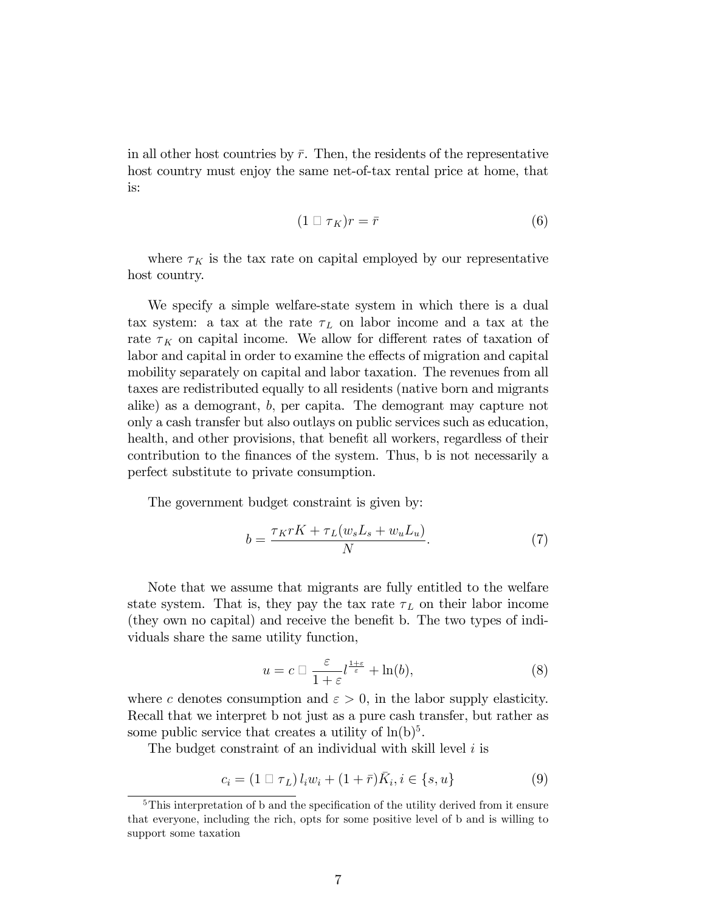in all other host countries by $\bar{r}$. Then, the residents of the representative host country must enjoy the same net-of-tax rental price at home, that is:

$$(1 - \tau_K)r = \bar{r} \tag{6}$$

where $\tau_K$ is the tax rate on capital employed by our representative host country.

We specify a simple welfare-state system in which there is a dual tax system: a tax at the rate $\tau_L$ on labor income and a tax at the rate $\tau_K$ on capital income. We allow for different rates of taxation of labor and capital in order to examine the effects of migration and capital mobility separately on capital and labor taxation. The revenues from all taxes are redistributed equally to all residents (native born and migrants alike) as a demogrant, $b$, per capita. The demogrant may capture not only a cash transfer but also outlays on public services such as education, health, and other provisions, that benefit all workers, regardless of their contribution to the finances of the system. Thus, b is not necessarily a perfect substitute to private consumption.

The government budget constraint is given by:

$$b = \frac{\tau_K r K + \tau_L (w_s L_s + w_u L_u)}{N}. \tag{7}$$

Note that we assume that migrants are fully entitled to the welfare state system. That is, they pay the tax rate $\tau_L$ on their labor income (they own no capital) and receive the benefit b. The two types of individuals share the same utility function,

$$u = c - \frac{\varepsilon}{1+\varepsilon} l^{\frac{1+\varepsilon}{\varepsilon}} + \ln(b), \tag{8}$$

where $c$ denotes consumption and $\varepsilon > 0$, in the labor supply elasticity. Recall that we interpret b not just as a pure cash transfer, but rather as some public service that creates a utility of ln(b)[5].

The budget constraint of an individual with skill level $i$ is

$$c_i = (1 - \tau_L)\, l_i w_i + (1 + \bar{r})\bar{K}_i, i \in \{s, u\} \tag{9}$$

[5] This interpretation of b and the specification of the utility derived from it ensure that everyone, including the rich, opts for some positive level of b and is willing to support some taxation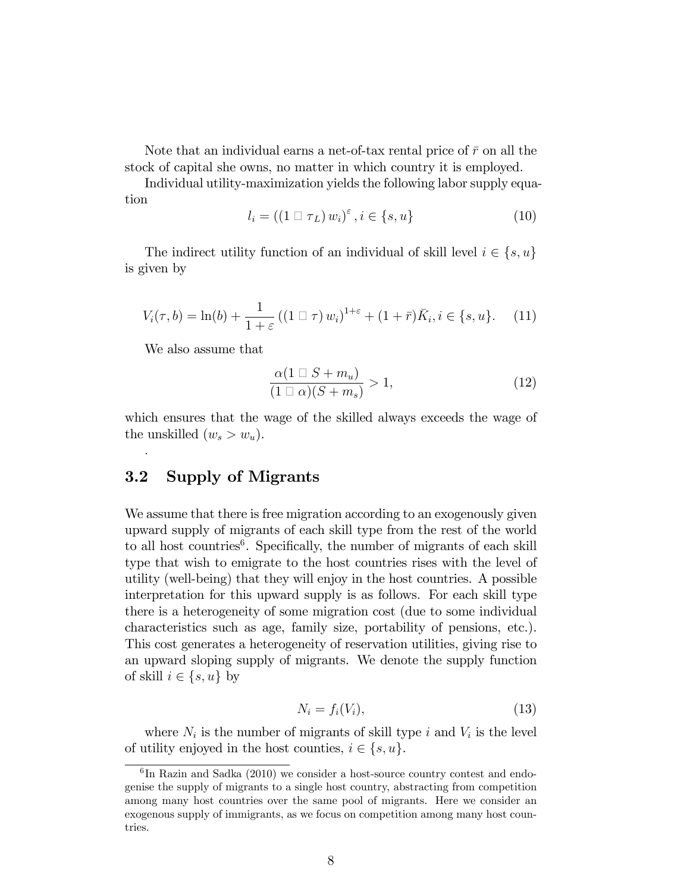Note that an individual earns a net-of-tax rental price of $\bar{r}$ on all the stock of capital she owns, no matter in which country it is employed.

Individual utility-maximization yields the following labor supply equation

$$l_i = ((1 - \tau_L) w_i)^{\varepsilon}, i \in \{s, u\} \tag{10}$$

The indirect utility function of an individual of skill level $i \in \{s, u\}$ is given by

$$V_i(\tau, b) = \ln(b) + \frac{1}{1+\varepsilon} ((1 - \tau) w_i)^{1+\varepsilon} + (1 + \bar{r})\bar{K}_i, i \in \{s, u\}. \tag{11}$$

We also assume that

$$\frac{\alpha(1 - S + m_u)}{(1 - \alpha)(S + m_s)} > 1, \tag{12}$$

which ensures that the wage of the skilled always exceeds the wage of the unskilled ($w_s > w_u$).

.

## 3.2 Supply of Migrants

We assume that there is free migration according to an exogenously given upward supply of migrants of each skill type from the rest of the world to all host countries[6]. Specifically, the number of migrants of each skill type that wish to emigrate to the host countries rises with the level of utility (well-being) that they will enjoy in the host countries. A possible interpretation for this upward supply is as follows. For each skill type there is a heterogeneity of some migration cost (due to some individual characteristics such as age, family size, portability of pensions, etc.). This cost generates a heterogeneity of reservation utilities, giving rise to an upward sloping supply of migrants. We denote the supply function of skill $i \in \{s, u\}$ by

$$N_i = f_i(V_i), \tag{13}$$

where $N_i$ is the number of migrants of skill type $i$ and $V_i$ is the level of utility enjoyed in the host counties, $i \in \{s, u\}$.

[6] In Razin and Sadka (2010) we consider a host-source country contest and endogenise the supply of migrants to a single host country, abstracting from competition among many host countries over the same pool of migrants. Here we consider an exogenous supply of immigrants, as we focus on competition among many host countries.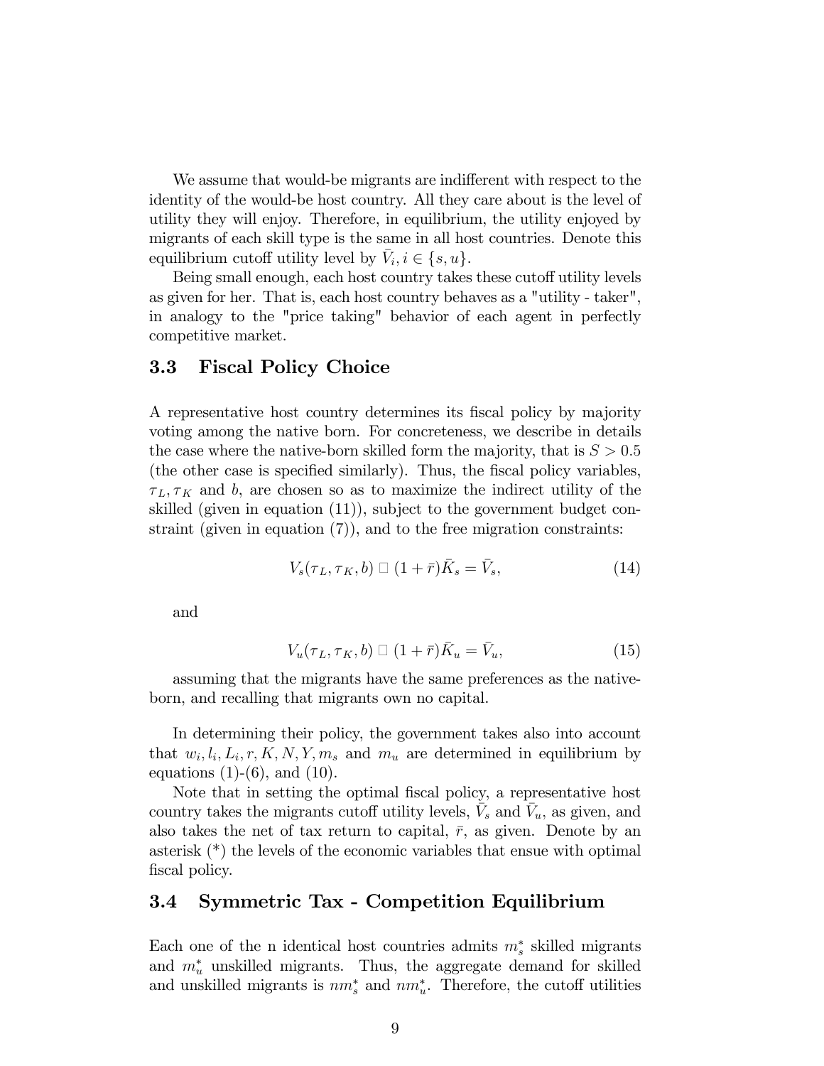We assume that would-be migrants are indifferent with respect to the identity of the would-be host country. All they care about is the level of utility they will enjoy. Therefore, in equilibrium, the utility enjoyed by migrants of each skill type is the same in all host countries. Denote this equilibrium cutoff utility level by $\bar{V}_i, i \in \{s, u\}$.

Being small enough, each host country takes these cutoff utility levels as given for her. That is, each host country behaves as a "utility - taker", in analogy to the "price taking" behavior of each agent in perfectly competitive market.

### 3.3 Fiscal Policy Choice

A representative host country determines its fiscal policy by majority voting among the native born. For concreteness, we describe in details the case where the native-born skilled form the majority, that is $S > 0.5$ (the other case is specified similarly). Thus, the fiscal policy variables, $\tau_L, \tau_K$ and $b$, are chosen so as to maximize the indirect utility of the skilled (given in equation (11)), subject to the government budget constraint (given in equation (7)), and to the free migration constraints:

$$V_s(\tau_L, \tau_K, b) \square (1 + \bar{r})\bar{K}_s = \bar{V}_s, \tag{14}$$

and

$$V_u(\tau_L, \tau_K, b) \square (1 + \bar{r})\bar{K}_u = \bar{V}_u, \tag{15}$$

assuming that the migrants have the same preferences as the native-born, and recalling that migrants own no capital.

In determining their policy, the government takes also into account that $w_i, l_i, L_i, r, K, N, Y, m_s$ and $m_u$ are determined in equilibrium by equations (1)-(6), and (10).

Note that in setting the optimal fiscal policy, a representative host country takes the migrants cutoff utility levels, $\bar{V}_s$ and $\bar{V}_u$, as given, and also takes the net of tax return to capital, $\bar{r}$, as given. Denote by an asterisk (*) the levels of the economic variables that ensue with optimal fiscal policy.

### 3.4 Symmetric Tax - Competition Equilibrium

Each one of the n identical host countries admits $m_s^*$ skilled migrants and $m_u^*$ unskilled migrants. Thus, the aggregate demand for skilled and unskilled migrants is $nm_s^*$ and $nm_u^*$. Therefore, the cutoff utilities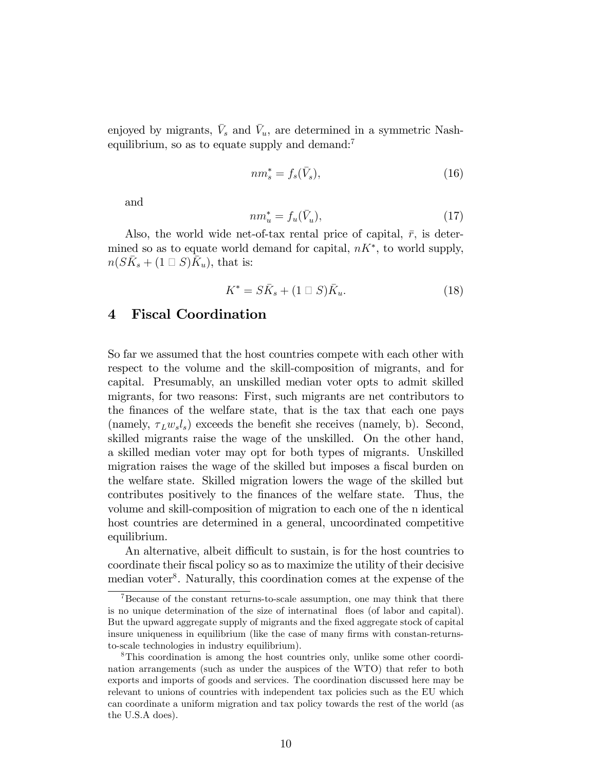enjoyed by migrants, $\bar{V}_s$ and $\bar{V}_u$, are determined in a symmetric Nash-equilibrium, so as to equate supply and demand:[7]

$$nm_s^* = f_s(\bar{V}_s), \tag{16}$$

and

$$nm_u^* = f_u(\bar{V}_u), \tag{17}$$

Also, the world wide net-of-tax rental price of capital, $\bar{r}$, is determined so as to equate world demand for capital, $nK^*$, to world supply, $n(S\bar{K}_s + (1 - S)\bar{K}_u)$, that is:

$$K^* = S\bar{K}_s + (1 - S)\bar{K}_u. \tag{18}$$

## 4 Fiscal Coordination

So far we assumed that the host countries compete with each other with respect to the volume and the skill-composition of migrants, and for capital. Presumably, an unskilled median voter opts to admit skilled migrants, for two reasons: First, such migrants are net contributors to the finances of the welfare state, that is the tax that each one pays (namely, $\tau_L w_s l_s$) exceeds the benefit she receives (namely, b). Second, skilled migrants raise the wage of the unskilled. On the other hand, a skilled median voter may opt for both types of migrants. Unskilled migration raises the wage of the skilled but imposes a fiscal burden on the welfare state. Skilled migration lowers the wage of the skilled but contributes positively to the finances of the welfare state. Thus, the volume and skill-composition of migration to each one of the n identical host countries are determined in a general, uncoordinated competitive equilibrium.

An alternative, albeit difficult to sustain, is for the host countries to coordinate their fiscal policy so as to maximize the utility of their decisive median voter[8]. Naturally, this coordination comes at the expense of the

[7] Because of the constant returns-to-scale assumption, one may think that there is no unique determination of the size of internatinal floes (of labor and capital). But the upward aggregate supply of migrants and the fixed aggregate stock of capital insure uniqueness in equilibrium (like the case of many firms with constan-returns-to-scale technologies in industry equilibrium).

[8] This coordination is among the host countries only, unlike some other coordination arrangements (such as under the auspices of the WTO) that refer to both exports and imports of goods and services. The coordination discussed here may be relevant to unions of countries with independent tax policies such as the EU which can coordinate a uniform migration and tax policy towards the rest of the world (as the U.S.A does).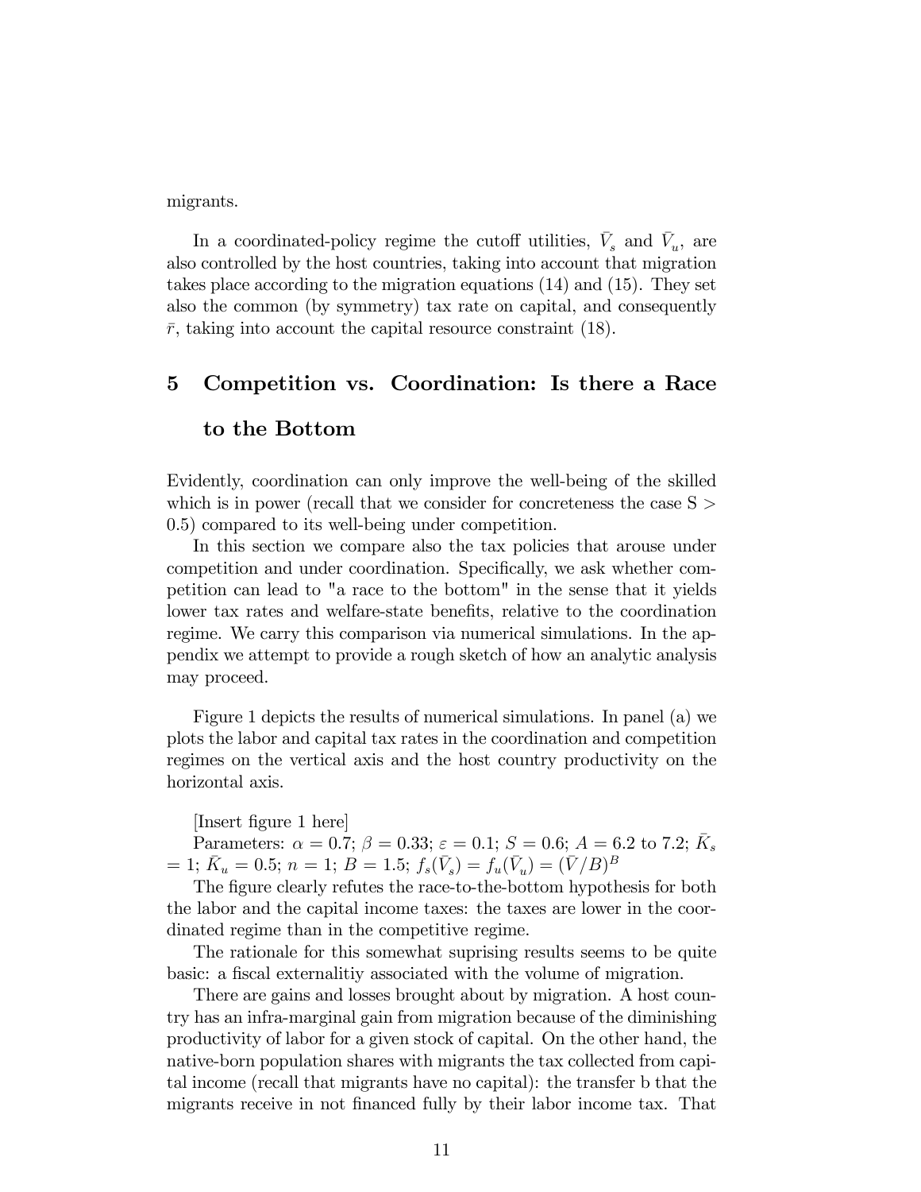migrants.

In a coordinated-policy regime the cutoff utilities, $\bar{V}_s$ and $\bar{V}_u$, are also controlled by the host countries, taking into account that migration takes place according to the migration equations (14) and (15). They set also the common (by symmetry) tax rate on capital, and consequently $\bar{r}$, taking into account the capital resource constraint (18).

## 5 Competition vs. Coordination: Is there a Race to the Bottom

Evidently, coordination can only improve the well-being of the skilled which is in power (recall that we consider for concreteness the case S > 0.5) compared to its well-being under competition.

In this section we compare also the tax policies that arouse under competition and under coordination. Specifically, we ask whether competition can lead to "a race to the bottom" in the sense that it yields lower tax rates and welfare-state benefits, relative to the coordination regime. We carry this comparison via numerical simulations. In the appendix we attempt to provide a rough sketch of how an analytic analysis may proceed.

Figure 1 depicts the results of numerical simulations. In panel (a) we plots the labor and capital tax rates in the coordination and competition regimes on the vertical axis and the host country productivity on the horizontal axis.

[Insert figure 1 here]

Parameters: $\alpha = 0.7$; $\beta = 0.33$; $\varepsilon = 0.1$; $S = 0.6$; $A = 6.2$ to $7.2$; $\bar{K}_s = 1$; $\bar{K}_u = 0.5$; $n = 1$; $B = 1.5$; $f_s(\bar{V}_s) = f_u(\bar{V}_u) = (\bar{V}/B)^B$

The figure clearly refutes the race-to-the-bottom hypothesis for both the labor and the capital income taxes: the taxes are lower in the coordinated regime than in the competitive regime.

The rationale for this somewhat suprising results seems to be quite basic: a fiscal externalitiy associated with the volume of migration.

There are gains and losses brought about by migration. A host country has an infra-marginal gain from migration because of the diminishing productivity of labor for a given stock of capital. On the other hand, the native-born population shares with migrants the tax collected from capital income (recall that migrants have no capital): the transfer b that the migrants receive in not financed fully by their labor income tax. That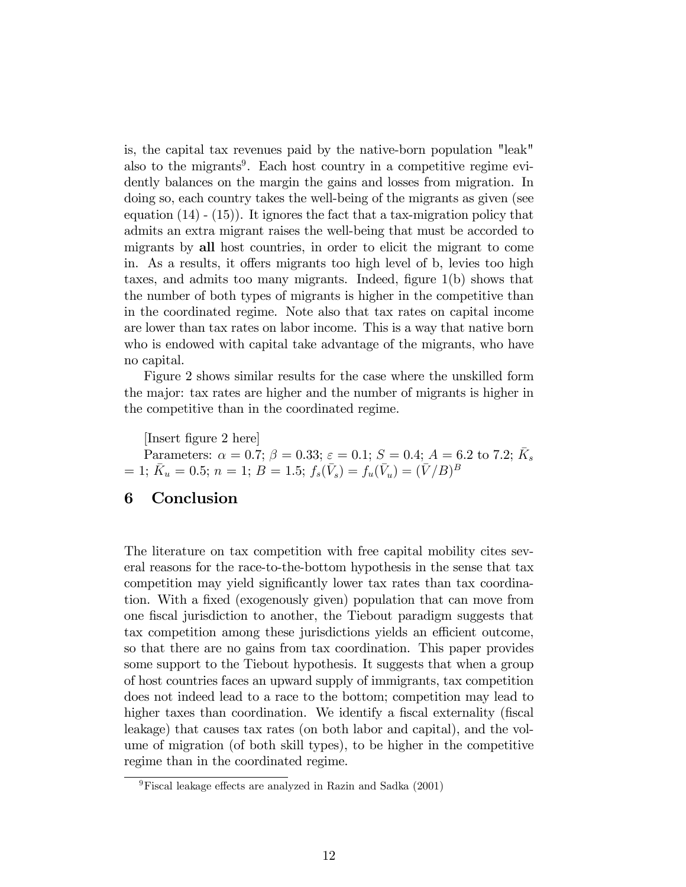is, the capital tax revenues paid by the native-born population "leak" also to the migrants[9]. Each host country in a competitive regime evidently balances on the margin the gains and losses from migration. In doing so, each country takes the well-being of the migrants as given (see equation (14) - (15)). It ignores the fact that a tax-migration policy that admits an extra migrant raises the well-being that must be accorded to migrants by **all** host countries, in order to elicit the migrant to come in. As a results, it offers migrants too high level of b, levies too high taxes, and admits too many migrants. Indeed, figure 1(b) shows that the number of both types of migrants is higher in the competitive than in the coordinated regime. Note also that tax rates on capital income are lower than tax rates on labor income. This is a way that native born who is endowed with capital take advantage of the migrants, who have no capital.

Figure 2 shows similar results for the case where the unskilled form the major: tax rates are higher and the number of migrants is higher in the competitive than in the coordinated regime.

[Insert figure 2 here]

Parameters: $\alpha = 0.7$; $\beta = 0.33$; $\varepsilon = 0.1$; $S = 0.4$; $A = 6.2$ to $7.2$; $\bar{K}_s = 1$; $\bar{K}_u = 0.5$; $n = 1$; $B = 1.5$; $f_s(\bar{V}_s) = f_u(\bar{V}_u) = (\bar{V}/B)^B$

# 6 Conclusion

The literature on tax competition with free capital mobility cites several reasons for the race-to-the-bottom hypothesis in the sense that tax competition may yield significantly lower tax rates than tax coordination. With a fixed (exogenously given) population that can move from one fiscal jurisdiction to another, the Tiebout paradigm suggests that tax competition among these jurisdictions yields an efficient outcome, so that there are no gains from tax coordination. This paper provides some support to the Tiebout hypothesis. It suggests that when a group of host countries faces an upward supply of immigrants, tax competition does not indeed lead to a race to the bottom; competition may lead to higher taxes than coordination. We identify a fiscal externality (fiscal leakage) that causes tax rates (on both labor and capital), and the volume of migration (of both skill types), to be higher in the competitive regime than in the coordinated regime.

[9]Fiscal leakage effects are analyzed in Razin and Sadka (2001)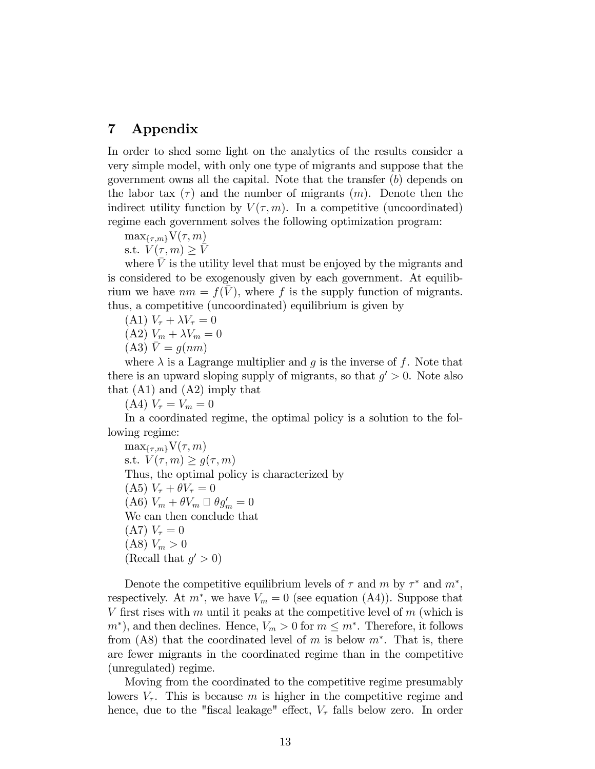## 7 Appendix

In order to shed some light on the analytics of the results consider a very simple model, with only one type of migrants and suppose that the government owns all the capital. Note that the transfer ($b$) depends on the labor tax ($\tau$) and the number of migrants ($m$). Denote then the indirect utility function by $V(\tau, m)$. In a competitive (uncoordinated) regime each government solves the following optimization program:

$\max_{\{\tau,m\}} \mathrm{V}(\tau, m)$

s.t. $V(\tau, m) \geq \bar{V}$

where $\bar{V}$ is the utility level that must be enjoyed by the migrants and is considered to be exogenously given by each government. At equilibrium we have $nm = f(\bar{V})$, where $f$ is the supply function of migrants. thus, a competitive (uncoordinated) equilibrium is given by

(A1) $V_\tau + \lambda V_\tau = 0$

(A2) $V_m + \lambda V_m = 0$

(A3) $\bar{V} = g(nm)$

where $\lambda$ is a Lagrange multiplier and $g$ is the inverse of $f$. Note that there is an upward sloping supply of migrants, so that $g' > 0$. Note also that (A1) and (A2) imply that

(A4) $V_\tau = V_m = 0$

In a coordinated regime, the optimal policy is a solution to the following regime:

$\max_{\{\tau,m\}} \mathrm{V}(\tau, m)$

s.t. $V(\tau, m) \geq g(\tau, m)$

Thus, the optimal policy is characterized by

(A5) $V_\tau + \theta V_\tau = 0$

(A6) $V_m + \theta V_m \;\square\; \theta g'_m = 0$

We can then conclude that

(A7) $V_\tau = 0$

(A8) $V_m > 0$

(Recall that $g' > 0$)

Denote the competitive equilibrium levels of $\tau$ and $m$ by $\tau^*$ and $m^*$, respectively. At $m^*$, we have $V_m = 0$ (see equation (A4)). Suppose that $V$ first rises with $m$ until it peaks at the competitive level of $m$ (which is $m^*$), and then declines. Hence, $V_m > 0$ for $m \leq m^*$. Therefore, it follows from (A8) that the coordinated level of $m$ is below $m^*$. That is, there are fewer migrants in the coordinated regime than in the competitive (unregulated) regime.

Moving from the coordinated to the competitive regime presumably lowers $V_\tau$. This is because $m$ is higher in the competitive regime and hence, due to the "fiscal leakage" effect, $V_\tau$ falls below zero. In order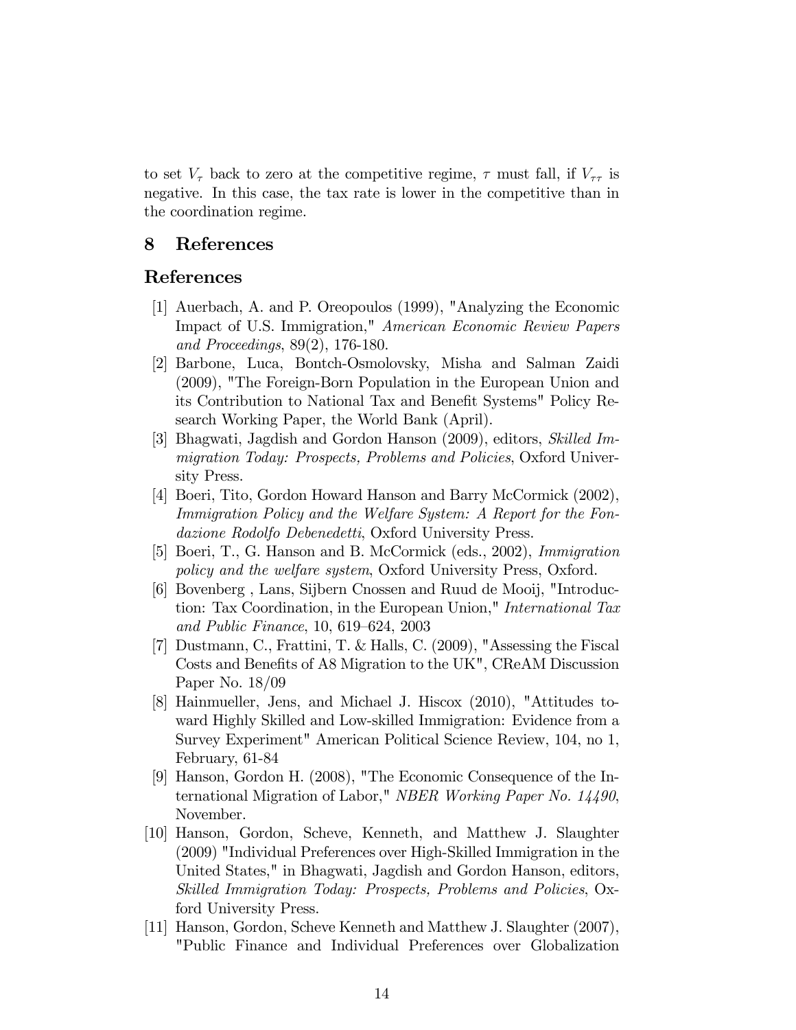to set $V_\tau$ back to zero at the competitive regime, $\tau$ must fall, if $V_{\tau\tau}$ is negative. In this case, the tax rate is lower in the competitive than in the coordination regime.

# 8 References

## References

[1] Auerbach, A. and P. Oreopoulos (1999), "Analyzing the Economic Impact of U.S. Immigration," *American Economic Review Papers and Proceedings*, 89(2), 176-180.

[2] Barbone, Luca, Bontch-Osmolovsky, Misha and Salman Zaidi (2009), "The Foreign-Born Population in the European Union and its Contribution to National Tax and Benefit Systems" Policy Research Working Paper, the World Bank (April).

[3] Bhagwati, Jagdish and Gordon Hanson (2009), editors, *Skilled Immigration Today: Prospects, Problems and Policies*, Oxford University Press.

[4] Boeri, Tito, Gordon Howard Hanson and Barry McCormick (2002), *Immigration Policy and the Welfare System: A Report for the Fondazione Rodolfo Debenedetti*, Oxford University Press.

[5] Boeri, T., G. Hanson and B. McCormick (eds., 2002), *Immigration policy and the welfare system*, Oxford University Press, Oxford.

[6] Bovenberg , Lans, Sijbern Cnossen and Ruud de Mooij, "Introduction: Tax Coordination, in the European Union," *International Tax and Public Finance*, 10, 619–624, 2003

[7] Dustmann, C., Frattini, T. & Halls, C. (2009), "Assessing the Fiscal Costs and Benefits of A8 Migration to the UK", CReAM Discussion Paper No. 18/09

[8] Hainmueller, Jens, and Michael J. Hiscox (2010), "Attitudes toward Highly Skilled and Low-skilled Immigration: Evidence from a Survey Experiment" American Political Science Review, 104, no 1, February, 61-84

[9] Hanson, Gordon H. (2008), "The Economic Consequence of the International Migration of Labor," *NBER Working Paper No. 14490*, November.

[10] Hanson, Gordon, Scheve, Kenneth, and Matthew J. Slaughter (2009) "Individual Preferences over High-Skilled Immigration in the United States," in Bhagwati, Jagdish and Gordon Hanson, editors, *Skilled Immigration Today: Prospects, Problems and Policies*, Oxford University Press.

[11] Hanson, Gordon, Scheve Kenneth and Matthew J. Slaughter (2007), "Public Finance and Individual Preferences over Globalization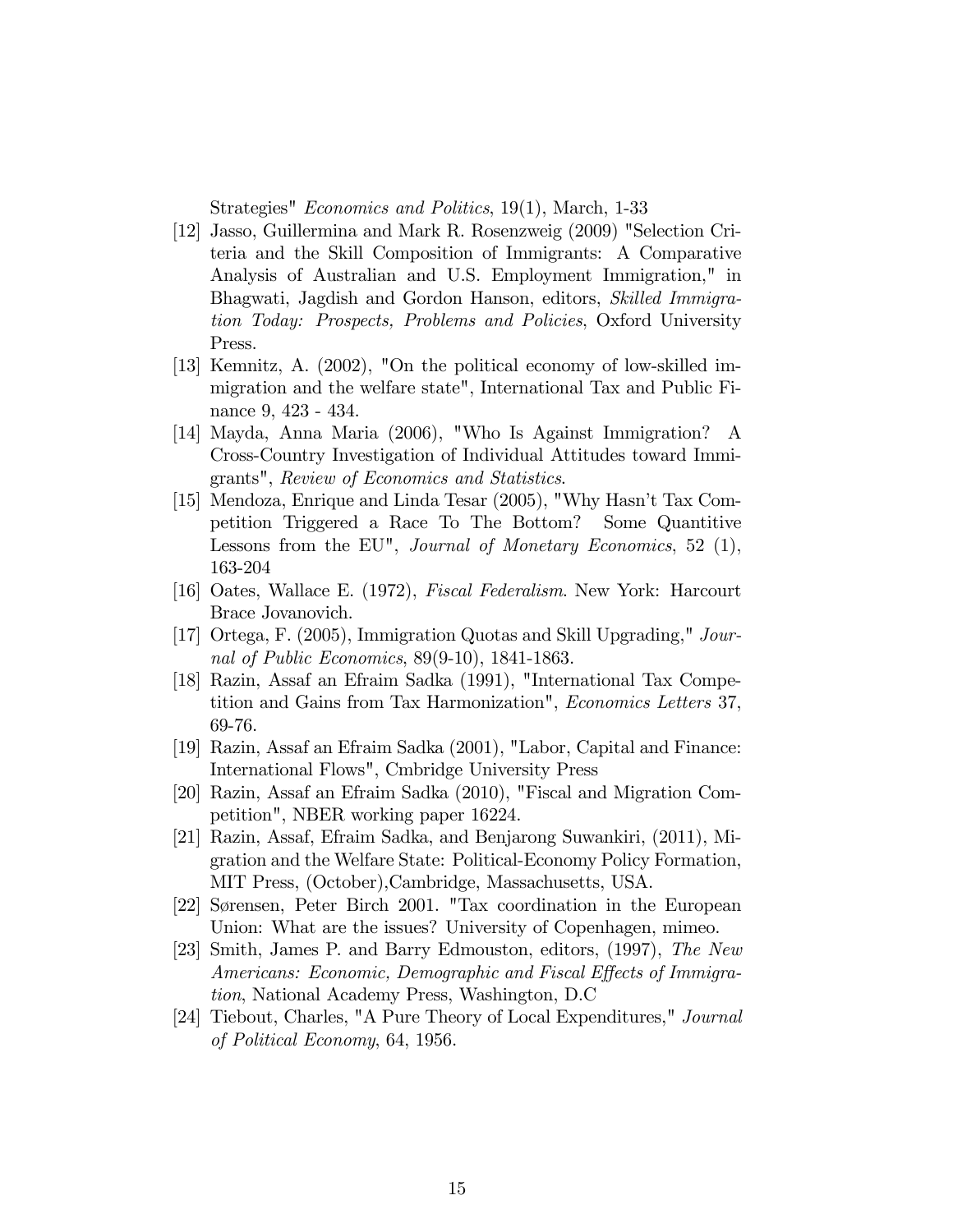Strategies" *Economics and Politics*, 19(1), March, 1-33

[12] Jasso, Guillermina and Mark R. Rosenzweig (2009) "Selection Criteria and the Skill Composition of Immigrants: A Comparative Analysis of Australian and U.S. Employment Immigration," in Bhagwati, Jagdish and Gordon Hanson, editors, *Skilled Immigration Today: Prospects, Problems and Policies*, Oxford University Press.

[13] Kemnitz, A. (2002), "On the political economy of low-skilled immigration and the welfare state", International Tax and Public Finance 9, 423 - 434.

[14] Mayda, Anna Maria (2006), "Who Is Against Immigration? A Cross-Country Investigation of Individual Attitudes toward Immigrants", *Review of Economics and Statistics*.

[15] Mendoza, Enrique and Linda Tesar (2005), "Why Hasn't Tax Competition Triggered a Race To The Bottom? Some Quantitive Lessons from the EU", *Journal of Monetary Economics*, 52 (1), 163-204

[16] Oates, Wallace E. (1972), *Fiscal Federalism*. New York: Harcourt Brace Jovanovich.

[17] Ortega, F. (2005), Immigration Quotas and Skill Upgrading," *Journal of Public Economics*, 89(9-10), 1841-1863.

[18] Razin, Assaf an Efraim Sadka (1991), "International Tax Competition and Gains from Tax Harmonization", *Economics Letters* 37, 69-76.

[19] Razin, Assaf an Efraim Sadka (2001), "Labor, Capital and Finance: International Flows", Cmbridge University Press

[20] Razin, Assaf an Efraim Sadka (2010), "Fiscal and Migration Competition", NBER working paper 16224.

[21] Razin, Assaf, Efraim Sadka, and Benjarong Suwankiri, (2011), Migration and the Welfare State: Political-Economy Policy Formation, MIT Press, (October),Cambridge, Massachusetts, USA.

[22] Sørensen, Peter Birch 2001. "Tax coordination in the European Union: What are the issues? University of Copenhagen, mimeo.

[23] Smith, James P. and Barry Edmouston, editors, (1997), *The New Americans: Economic, Demographic and Fiscal Effects of Immigration*, National Academy Press, Washington, D.C

[24] Tiebout, Charles, "A Pure Theory of Local Expenditures," *Journal of Political Economy*, 64, 1956.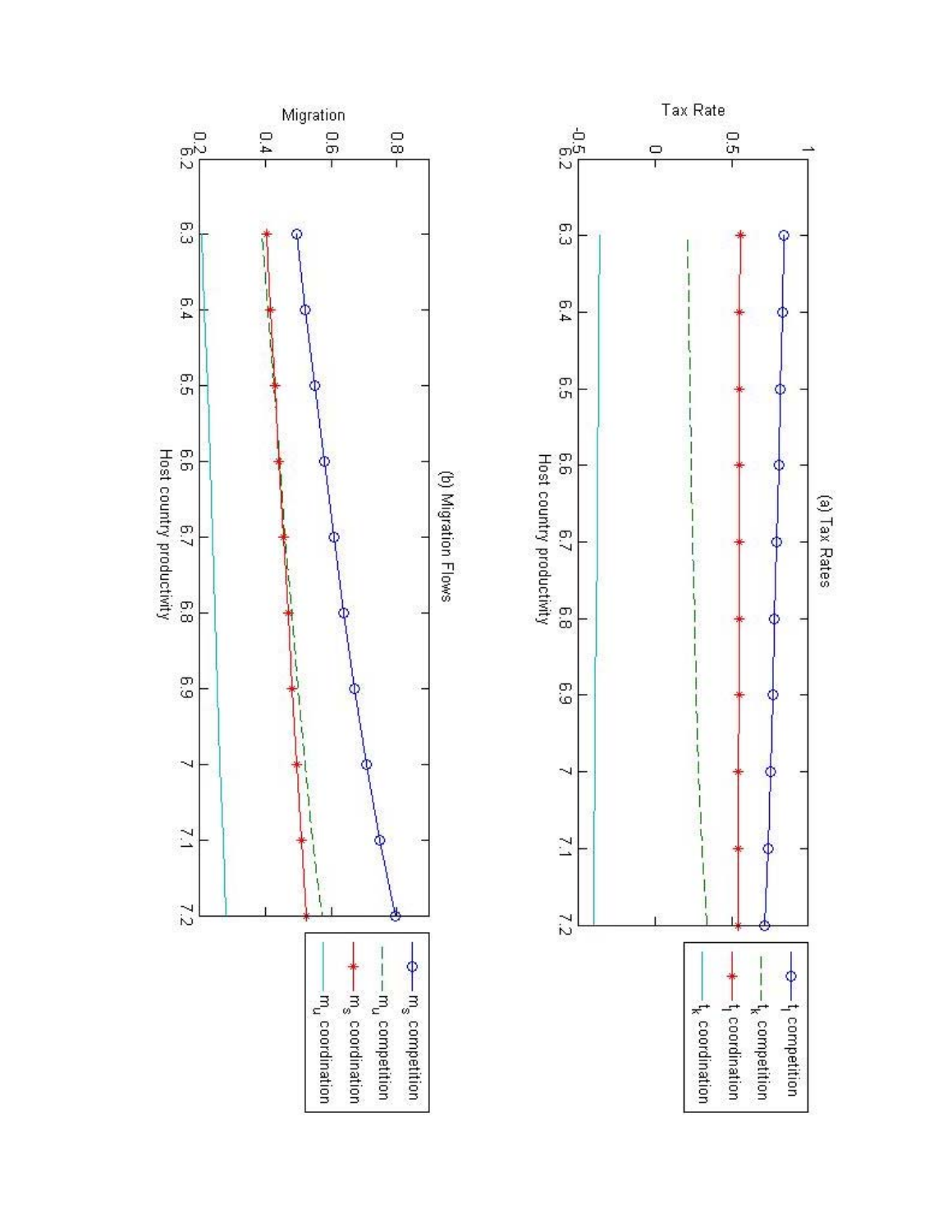(a) Tax Rates

(b) Migration Flows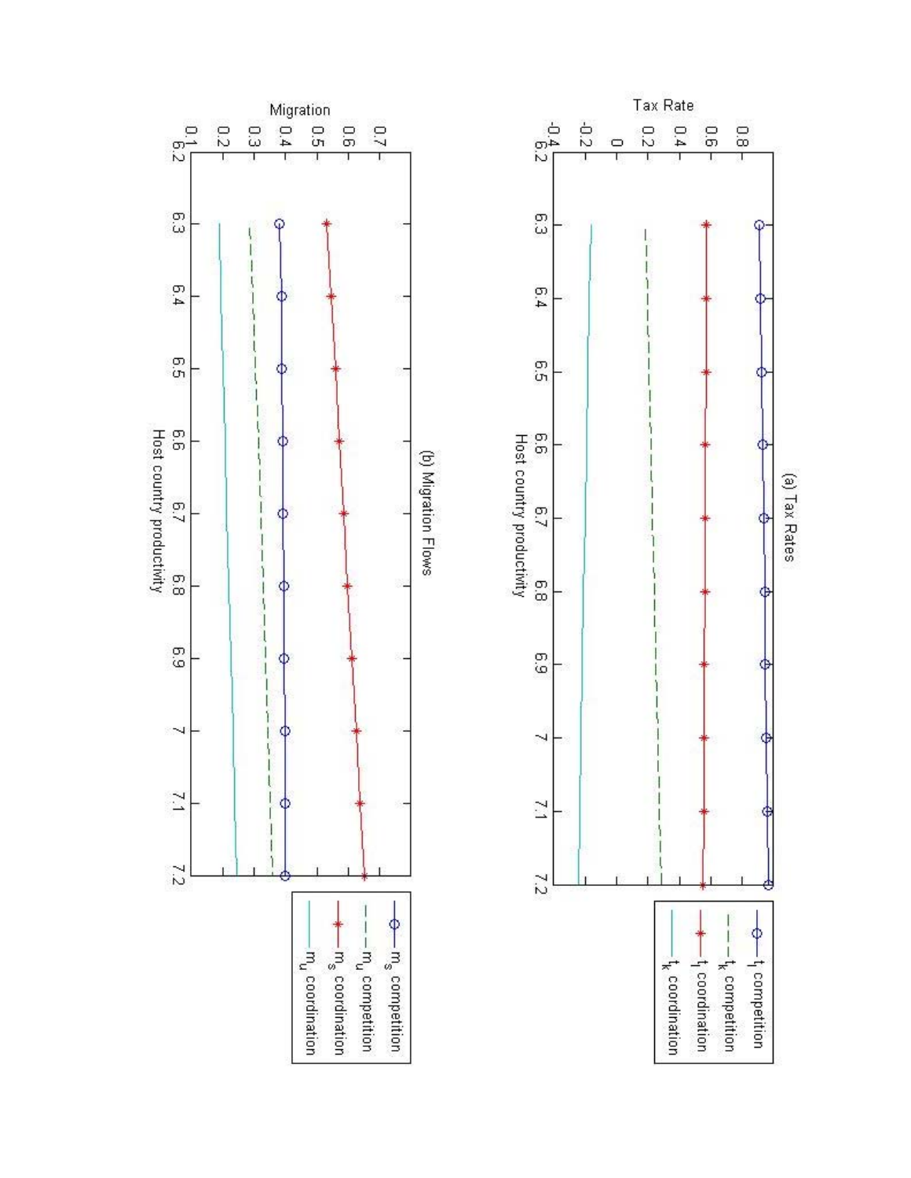(a) Tax Rates

Tax Rate

-0.4
-0.2
0
0.2
0.4
0.6
0.8

6.2
6.3
6.4
6.5
6.6
6.7
6.8
6.9
7
7.1
7.2

Host country productivity

$t_l$ competition

$t_k$ competition

$t_l$ coordination

$t_k$ coordination

(b) Migration Flows

Migration

0.1
0.2
0.3
0.4
0.5
0.6
0.7

6.2
6.3
6.4
6.5
6.6
6.7
6.8
6.9
7
7.1
7.2

Host country productivity

$m_s$ competition

$m_u$ competition

$m_s$ coordination

$m_u$ coordination